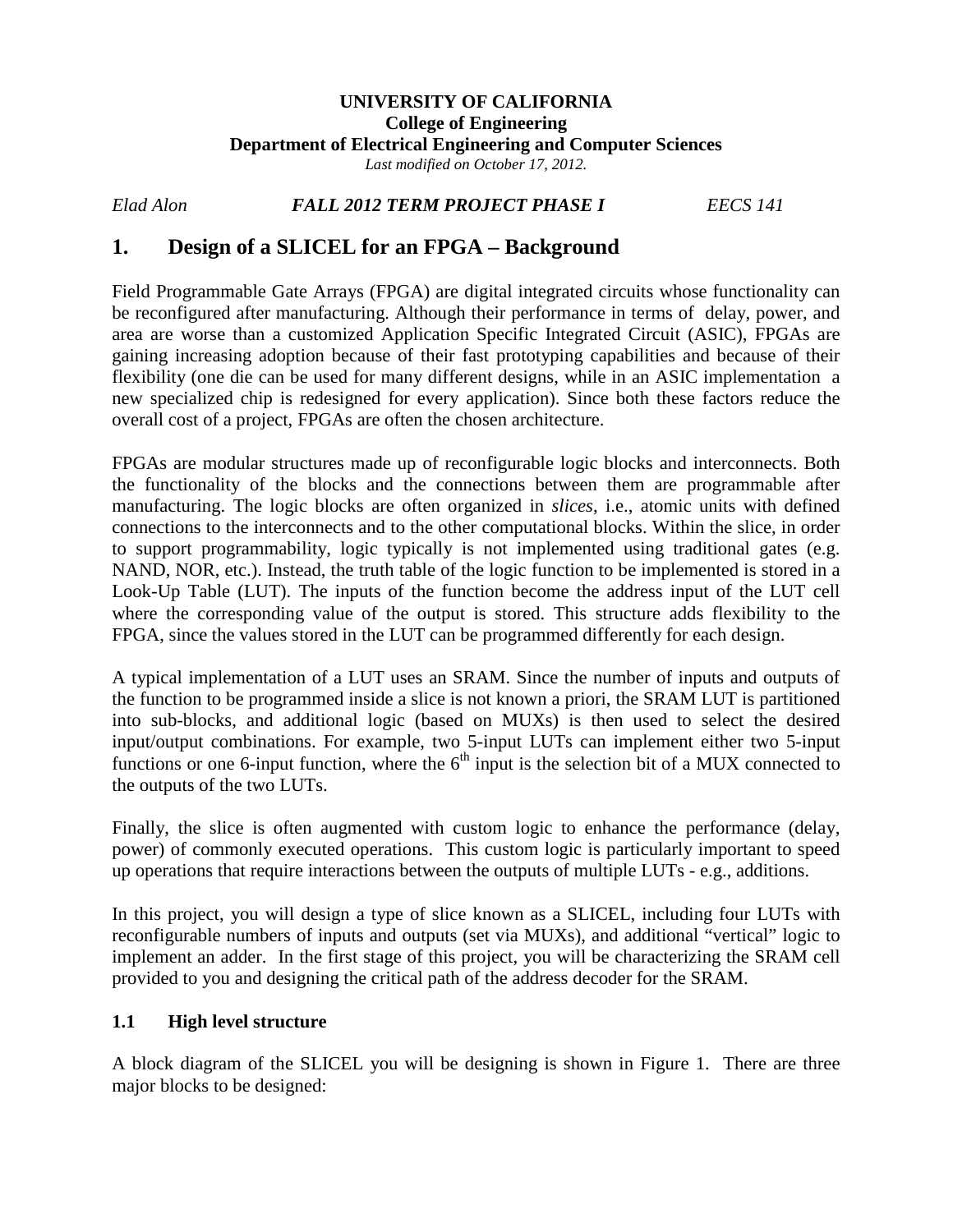**UNIVERSITY OF CALIFORNIA**
**College of Engineering**
**Department of Electrical Engineering and Computer Sciences**
*Last modified on October 17, 2012.*

*Elad Alon* ***FALL 2012 TERM PROJECT PHASE I*** *EECS 141*

# 1. Design of a SLICEL for an FPGA – Background

Field Programmable Gate Arrays (FPGA) are digital integrated circuits whose functionality can be reconfigured after manufacturing. Although their performance in terms of delay, power, and area are worse than a customized Application Specific Integrated Circuit (ASIC), FPGAs are gaining increasing adoption because of their fast prototyping capabilities and because of their flexibility (one die can be used for many different designs, while in an ASIC implementation a new specialized chip is redesigned for every application). Since both these factors reduce the overall cost of a project, FPGAs are often the chosen architecture.

FPGAs are modular structures made up of reconfigurable logic blocks and interconnects. Both the functionality of the blocks and the connections between them are programmable after manufacturing. The logic blocks are often organized in *slices*, i.e., atomic units with defined connections to the interconnects and to the other computational blocks. Within the slice, in order to support programmability, logic typically is not implemented using traditional gates (e.g. NAND, NOR, etc.). Instead, the truth table of the logic function to be implemented is stored in a Look-Up Table (LUT). The inputs of the function become the address input of the LUT cell where the corresponding value of the output is stored. This structure adds flexibility to the FPGA, since the values stored in the LUT can be programmed differently for each design.

A typical implementation of a LUT uses an SRAM. Since the number of inputs and outputs of the function to be programmed inside a slice is not known a priori, the SRAM LUT is partitioned into sub-blocks, and additional logic (based on MUXs) is then used to select the desired input/output combinations. For example, two 5-input LUTs can implement either two 5-input functions or one 6-input function, where the $6^{th}$ input is the selection bit of a MUX connected to the outputs of the two LUTs.

Finally, the slice is often augmented with custom logic to enhance the performance (delay, power) of commonly executed operations. This custom logic is particularly important to speed up operations that require interactions between the outputs of multiple LUTs - e.g., additions.

In this project, you will design a type of slice known as a SLICEL, including four LUTs with reconfigurable numbers of inputs and outputs (set via MUXs), and additional "vertical" logic to implement an adder. In the first stage of this project, you will be characterizing the SRAM cell provided to you and designing the critical path of the address decoder for the SRAM.

## 1.1 High level structure

A block diagram of the SLICEL you will be designing is shown in Figure 1. There are three major blocks to be designed: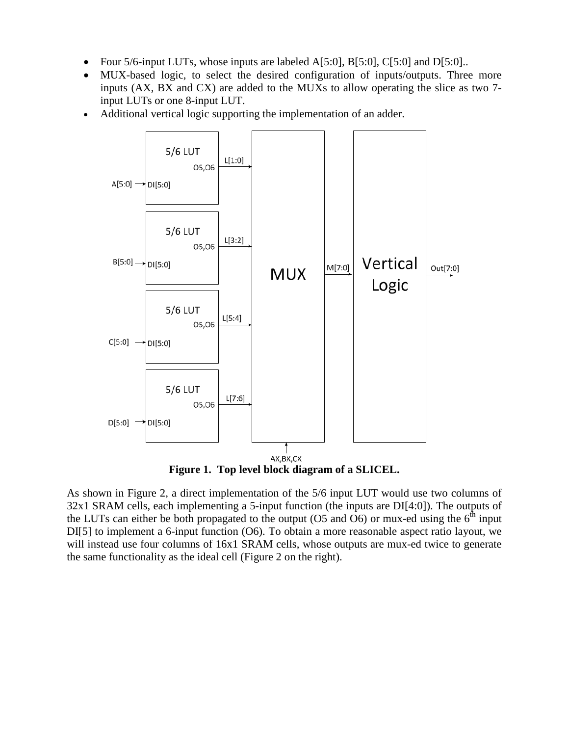- Four 5/6-input LUTs, whose inputs are labeled A[5:0], B[5:0], C[5:0] and D[5:0]..
- MUX-based logic, to select the desired configuration of inputs/outputs. Three more inputs (AX, BX and CX) are added to the MUXs to allow operating the slice as two 7-input LUTs or one 8-input LUT.
- Additional vertical logic supporting the implementation of an adder.

**Figure 1. Top level block diagram of a SLICEL.**

As shown in Figure 2, a direct implementation of the 5/6 input LUT would use two columns of 32x1 SRAM cells, each implementing a 5-input function (the inputs are DI[4:0]). The outputs of the LUTs can either be both propagated to the output (O5 and O6) or mux-ed using the $6^{th}$ input DI[5] to implement a 6-input function (O6). To obtain a more reasonable aspect ratio layout, we will instead use four columns of 16x1 SRAM cells, whose outputs are mux-ed twice to generate the same functionality as the ideal cell (Figure 2 on the right).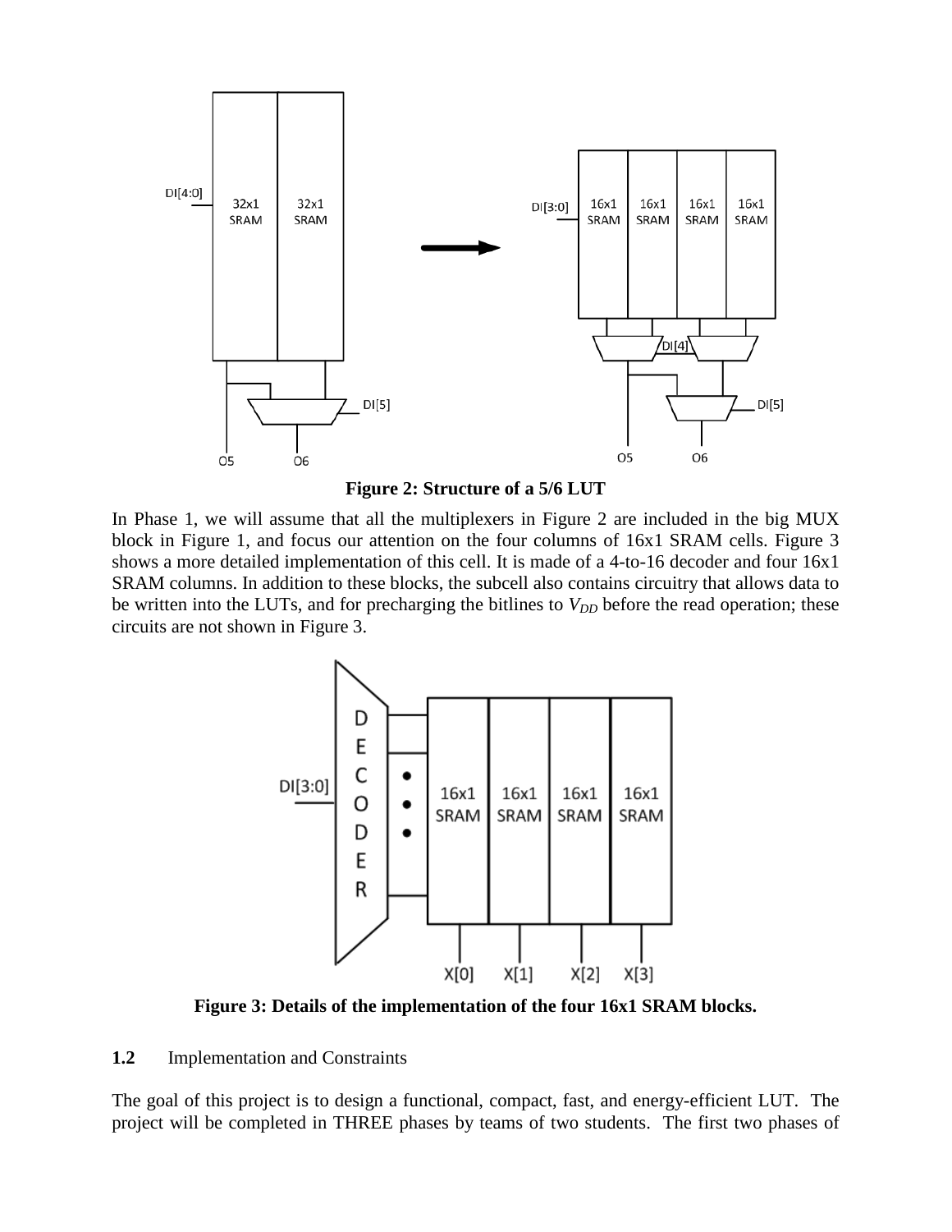**Figure 2: Structure of a 5/6 LUT**

In Phase 1, we will assume that all the multiplexers in Figure 2 are included in the big MUX block in Figure 1, and focus our attention on the four columns of 16x1 SRAM cells. Figure 3 shows a more detailed implementation of this cell. It is made of a 4-to-16 decoder and four 16x1 SRAM columns. In addition to these blocks, the subcell also contains circuitry that allows data to be written into the LUTs, and for precharging the bitlines to $V_{DD}$ before the read operation; these circuits are not shown in Figure 3.

**Figure 3: Details of the implementation of the four 16x1 SRAM blocks.**

### 1.2 Implementation and Constraints

The goal of this project is to design a functional, compact, fast, and energy-efficient LUT. The project will be completed in THREE phases by teams of two students. The first two phases of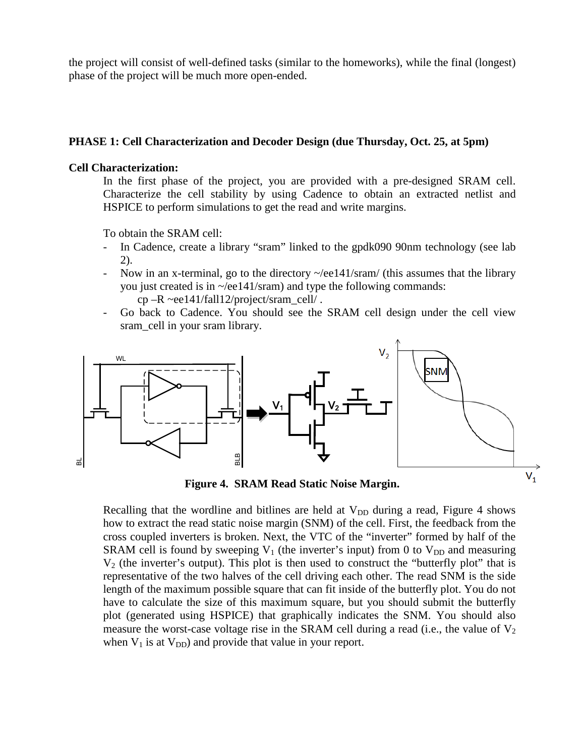the project will consist of well-defined tasks (similar to the homeworks), while the final (longest) phase of the project will be much more open-ended.

**PHASE 1: Cell Characterization and Decoder Design (due Thursday, Oct. 25, at 5pm)**

**Cell Characterization:**

In the first phase of the project, you are provided with a pre-designed SRAM cell. Characterize the cell stability by using Cadence to obtain an extracted netlist and HSPICE to perform simulations to get the read and write margins.

To obtain the SRAM cell:

- In Cadence, create a library "sram" linked to the gpdk090 90nm technology (see lab 2).
- Now in an x-terminal, go to the directory ~/ee141/sram/ (this assumes that the library you just created is in ~/ee141/sram) and type the following commands:
  cp –R ~ee141/fall12/project/sram_cell/ .
- Go back to Cadence. You should see the SRAM cell design under the cell view sram_cell in your sram library.

**Figure 4. SRAM Read Static Noise Margin.**

Recalling that the wordline and bitlines are held at $V_{DD}$ during a read, Figure 4 shows how to extract the read static noise margin (SNM) of the cell. First, the feedback from the cross coupled inverters is broken. Next, the VTC of the "inverter" formed by half of the SRAM cell is found by sweeping $V_1$ (the inverter's input) from 0 to $V_{DD}$ and measuring $V_2$ (the inverter's output). This plot is then used to construct the "butterfly plot" that is representative of the two halves of the cell driving each other. The read SNM is the side length of the maximum possible square that can fit inside of the butterfly plot. You do not have to calculate the size of this maximum square, but you should submit the butterfly plot (generated using HSPICE) that graphically indicates the SNM. You should also measure the worst-case voltage rise in the SRAM cell during a read (i.e., the value of $V_2$ when $V_1$ is at $V_{DD}$) and provide that value in your report.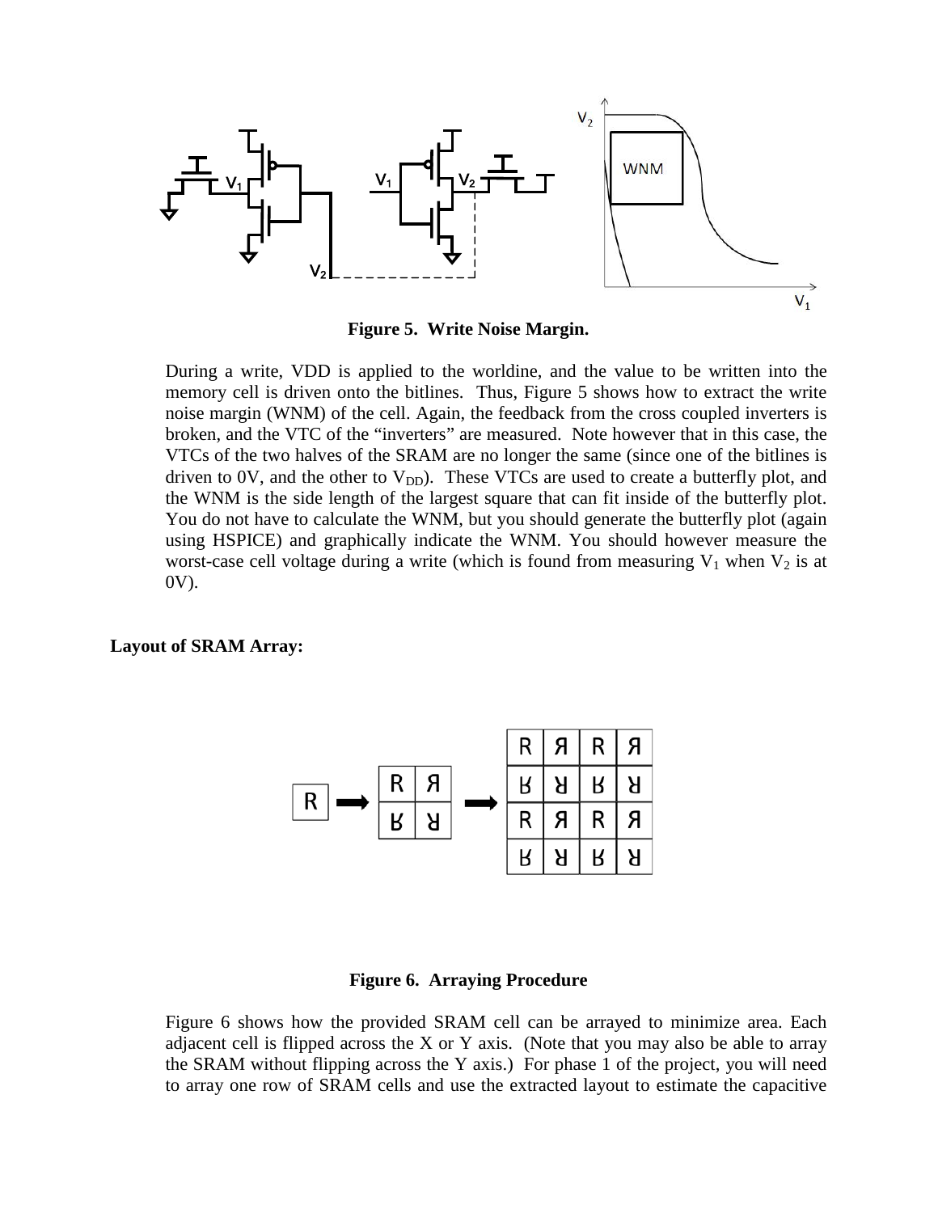**Figure 5. Write Noise Margin.**

During a write, VDD is applied to the worldine, and the value to be written into the memory cell is driven onto the bitlines. Thus, Figure 5 shows how to extract the write noise margin (WNM) of the cell. Again, the feedback from the cross coupled inverters is broken, and the VTC of the "inverters" are measured. Note however that in this case, the VTCs of the two halves of the SRAM are no longer the same (since one of the bitlines is driven to 0V, and the other to $V_{DD}$). These VTCs are used to create a butterfly plot, and the WNM is the side length of the largest square that can fit inside of the butterfly plot. You do not have to calculate the WNM, but you should generate the butterfly plot (again using HSPICE) and graphically indicate the WNM. You should however measure the worst-case cell voltage during a write (which is found from measuring $V_1$ when $V_2$ is at 0V).

**Layout of SRAM Array:**

**Figure 6. Arraying Procedure**

Figure 6 shows how the provided SRAM cell can be arrayed to minimize area. Each adjacent cell is flipped across the X or Y axis. (Note that you may also be able to array the SRAM without flipping across the Y axis.) For phase 1 of the project, you will need to array one row of SRAM cells and use the extracted layout to estimate the capacitive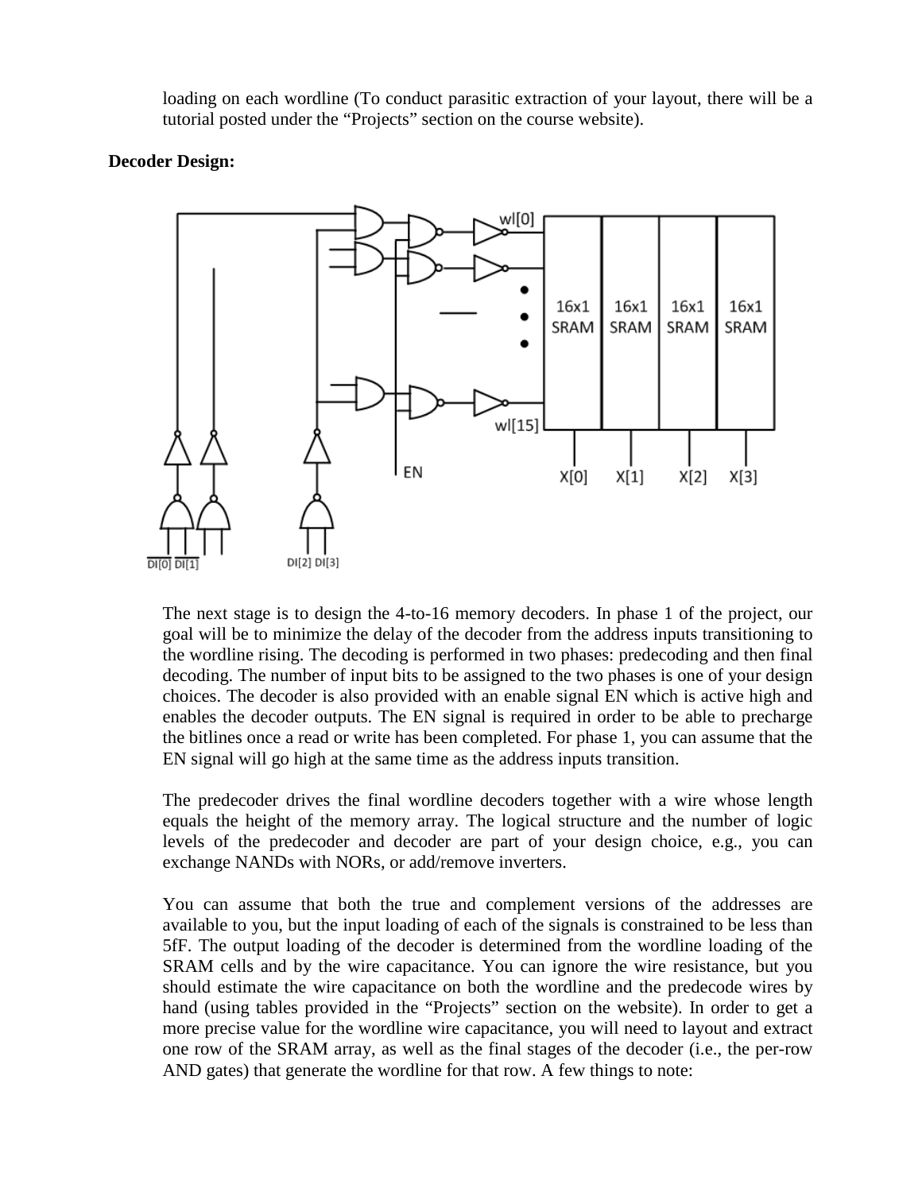loading on each wordline (To conduct parasitic extraction of your layout, there will be a tutorial posted under the "Projects" section on the course website).

**Decoder Design:**

The next stage is to design the 4-to-16 memory decoders. In phase 1 of the project, our goal will be to minimize the delay of the decoder from the address inputs transitioning to the wordline rising. The decoding is performed in two phases: predecoding and then final decoding. The number of input bits to be assigned to the two phases is one of your design choices. The decoder is also provided with an enable signal EN which is active high and enables the decoder outputs. The EN signal is required in order to be able to precharge the bitlines once a read or write has been completed. For phase 1, you can assume that the EN signal will go high at the same time as the address inputs transition.

The predecoder drives the final wordline decoders together with a wire whose length equals the height of the memory array. The logical structure and the number of logic levels of the predecoder and decoder are part of your design choice, e.g., you can exchange NANDs with NORs, or add/remove inverters.

You can assume that both the true and complement versions of the addresses are available to you, but the input loading of each of the signals is constrained to be less than 5fF. The output loading of the decoder is determined from the wordline loading of the SRAM cells and by the wire capacitance. You can ignore the wire resistance, but you should estimate the wire capacitance on both the wordline and the predecode wires by hand (using tables provided in the "Projects" section on the website). In order to get a more precise value for the wordline wire capacitance, you will need to layout and extract one row of the SRAM array, as well as the final stages of the decoder (i.e., the per-row AND gates) that generate the wordline for that row. A few things to note: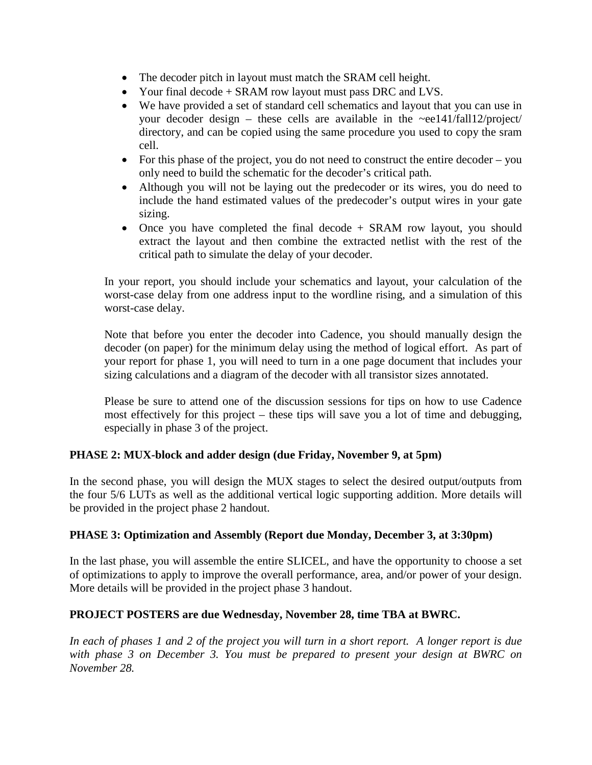- The decoder pitch in layout must match the SRAM cell height.
- Your final decode + SRAM row layout must pass DRC and LVS.
- We have provided a set of standard cell schematics and layout that you can use in your decoder design – these cells are available in the ~ee141/fall12/project/ directory, and can be copied using the same procedure you used to copy the sram cell.
- For this phase of the project, you do not need to construct the entire decoder – you only need to build the schematic for the decoder's critical path.
- Although you will not be laying out the predecoder or its wires, you do need to include the hand estimated values of the predecoder's output wires in your gate sizing.
- Once you have completed the final decode + SRAM row layout, you should extract the layout and then combine the extracted netlist with the rest of the critical path to simulate the delay of your decoder.

In your report, you should include your schematics and layout, your calculation of the worst-case delay from one address input to the wordline rising, and a simulation of this worst-case delay.

Note that before you enter the decoder into Cadence, you should manually design the decoder (on paper) for the minimum delay using the method of logical effort. As part of your report for phase 1, you will need to turn in a one page document that includes your sizing calculations and a diagram of the decoder with all transistor sizes annotated.

Please be sure to attend one of the discussion sessions for tips on how to use Cadence most effectively for this project – these tips will save you a lot of time and debugging, especially in phase 3 of the project.

**PHASE 2: MUX-block and adder design (due Friday, November 9, at 5pm)**

In the second phase, you will design the MUX stages to select the desired output/outputs from the four 5/6 LUTs as well as the additional vertical logic supporting addition. More details will be provided in the project phase 2 handout.

**PHASE 3: Optimization and Assembly (Report due Monday, December 3, at 3:30pm)**

In the last phase, you will assemble the entire SLICEL, and have the opportunity to choose a set of optimizations to apply to improve the overall performance, area, and/or power of your design. More details will be provided in the project phase 3 handout.

**PROJECT POSTERS are due Wednesday, November 28, time TBA at BWRC.**

*In each of phases 1 and 2 of the project you will turn in a short report. A longer report is due with phase 3 on December 3. You must be prepared to present your design at BWRC on November 28.*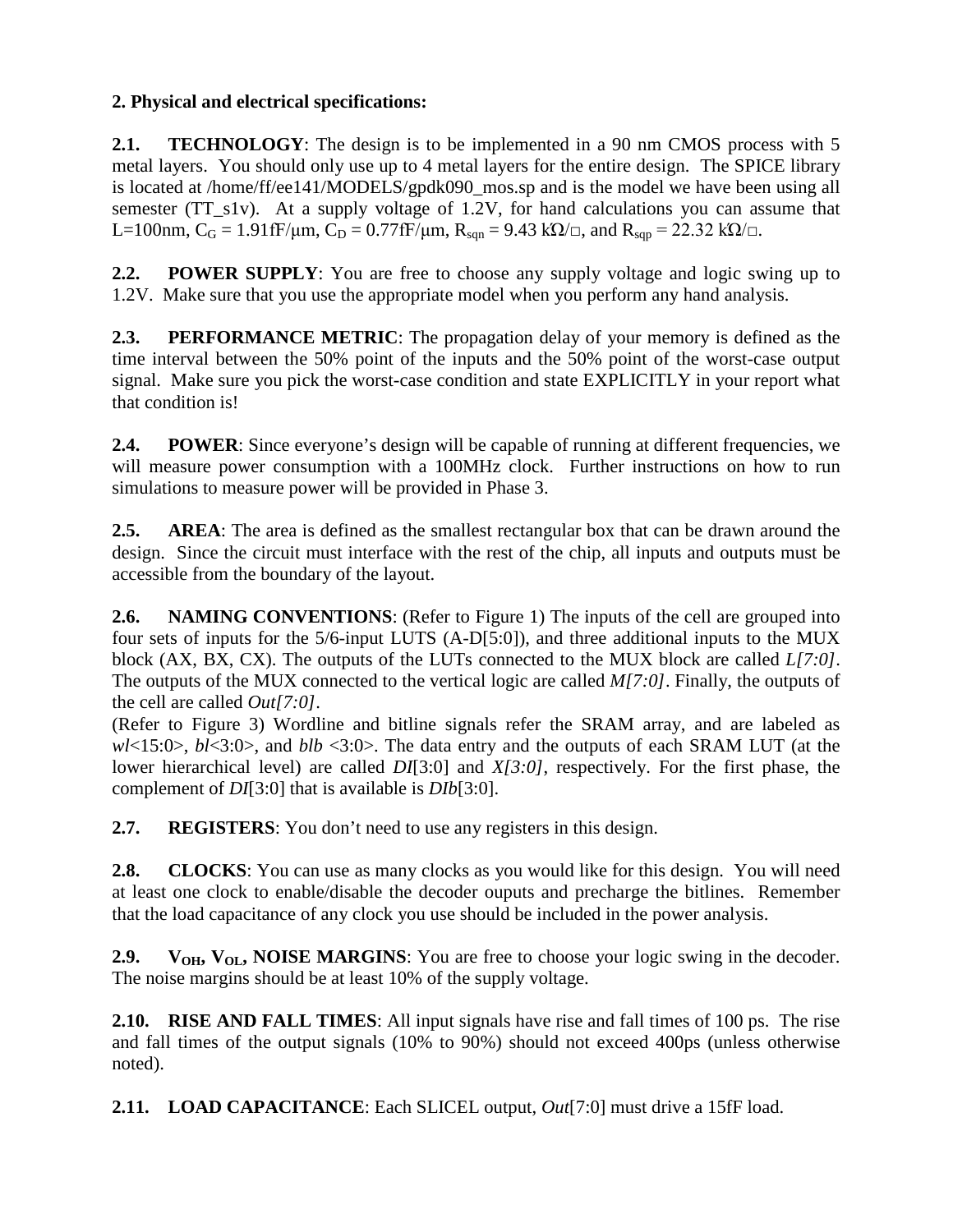## 2. Physical and electrical specifications:

**2.1. TECHNOLOGY**: The design is to be implemented in a 90 nm CMOS process with 5 metal layers. You should only use up to 4 metal layers for the entire design. The SPICE library is located at /home/ff/ee141/MODELS/gpdk090_mos.sp and is the model we have been using all semester (TT_s1v). At a supply voltage of 1.2V, for hand calculations you can assume that L=100nm, $C_G = 1.91$fF/μm, $C_D = 0.77$fF/μm, $R_{sqn} = 9.43$ kΩ/□, and $R_{sqp} = 22.32$ kΩ/□.

**2.2. POWER SUPPLY**: You are free to choose any supply voltage and logic swing up to 1.2V. Make sure that you use the appropriate model when you perform any hand analysis.

**2.3. PERFORMANCE METRIC**: The propagation delay of your memory is defined as the time interval between the 50% point of the inputs and the 50% point of the worst-case output signal. Make sure you pick the worst-case condition and state EXPLICITLY in your report what that condition is!

**2.4. POWER**: Since everyone's design will be capable of running at different frequencies, we will measure power consumption with a 100MHz clock. Further instructions on how to run simulations to measure power will be provided in Phase 3.

**2.5. AREA**: The area is defined as the smallest rectangular box that can be drawn around the design. Since the circuit must interface with the rest of the chip, all inputs and outputs must be accessible from the boundary of the layout.

**2.6. NAMING CONVENTIONS**: (Refer to Figure 1) The inputs of the cell are grouped into four sets of inputs for the 5/6-input LUTS (A-D[5:0]), and three additional inputs to the MUX block (AX, BX, CX). The outputs of the LUTs connected to the MUX block are called *L[7:0]*. The outputs of the MUX connected to the vertical logic are called *M[7:0]*. Finally, the outputs of the cell are called *Out[7:0]*.
(Refer to Figure 3) Wordline and bitline signals refer the SRAM array, and are labeled as *wl*<15:0>, *bl*<3:0>, and *blb* <3:0>. The data entry and the outputs of each SRAM LUT (at the lower hierarchical level) are called *DI*[3:0] and *X[3:0]*, respectively. For the first phase, the complement of *DI*[3:0] that is available is *DIb*[3:0].

**2.7. REGISTERS**: You don't need to use any registers in this design.

**2.8. CLOCKS**: You can use as many clocks as you would like for this design. You will need at least one clock to enable/disable the decoder ouputs and precharge the bitlines. Remember that the load capacitance of any clock you use should be included in the power analysis.

**2.9. $V_{OH}$, $V_{OL}$, NOISE MARGINS**: You are free to choose your logic swing in the decoder. The noise margins should be at least 10% of the supply voltage.

**2.10. RISE AND FALL TIMES**: All input signals have rise and fall times of 100 ps. The rise and fall times of the output signals (10% to 90%) should not exceed 400ps (unless otherwise noted).

**2.11. LOAD CAPACITANCE**: Each SLICEL output, *Out*[7:0] must drive a 15fF load.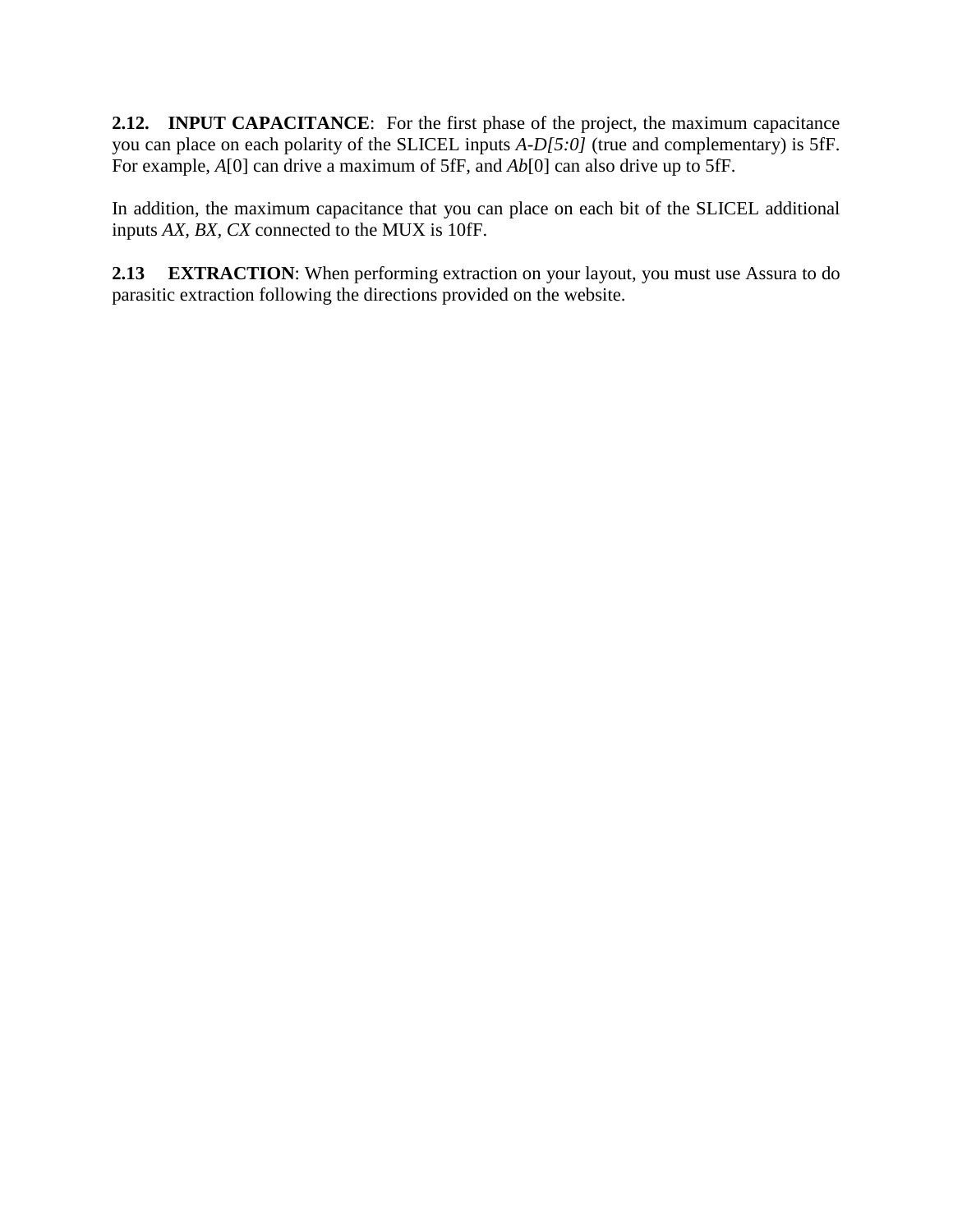**2.12. INPUT CAPACITANCE**: For the first phase of the project, the maximum capacitance you can place on each polarity of the SLICEL inputs *A-D[5:0]* (true and complementary) is 5fF. For example, *A*[0] can drive a maximum of 5fF, and *Ab*[0] can also drive up to 5fF.

In addition, the maximum capacitance that you can place on each bit of the SLICEL additional inputs *AX, BX, CX* connected to the MUX is 10fF.

**2.13 EXTRACTION**: When performing extraction on your layout, you must use Assura to do parasitic extraction following the directions provided on the website.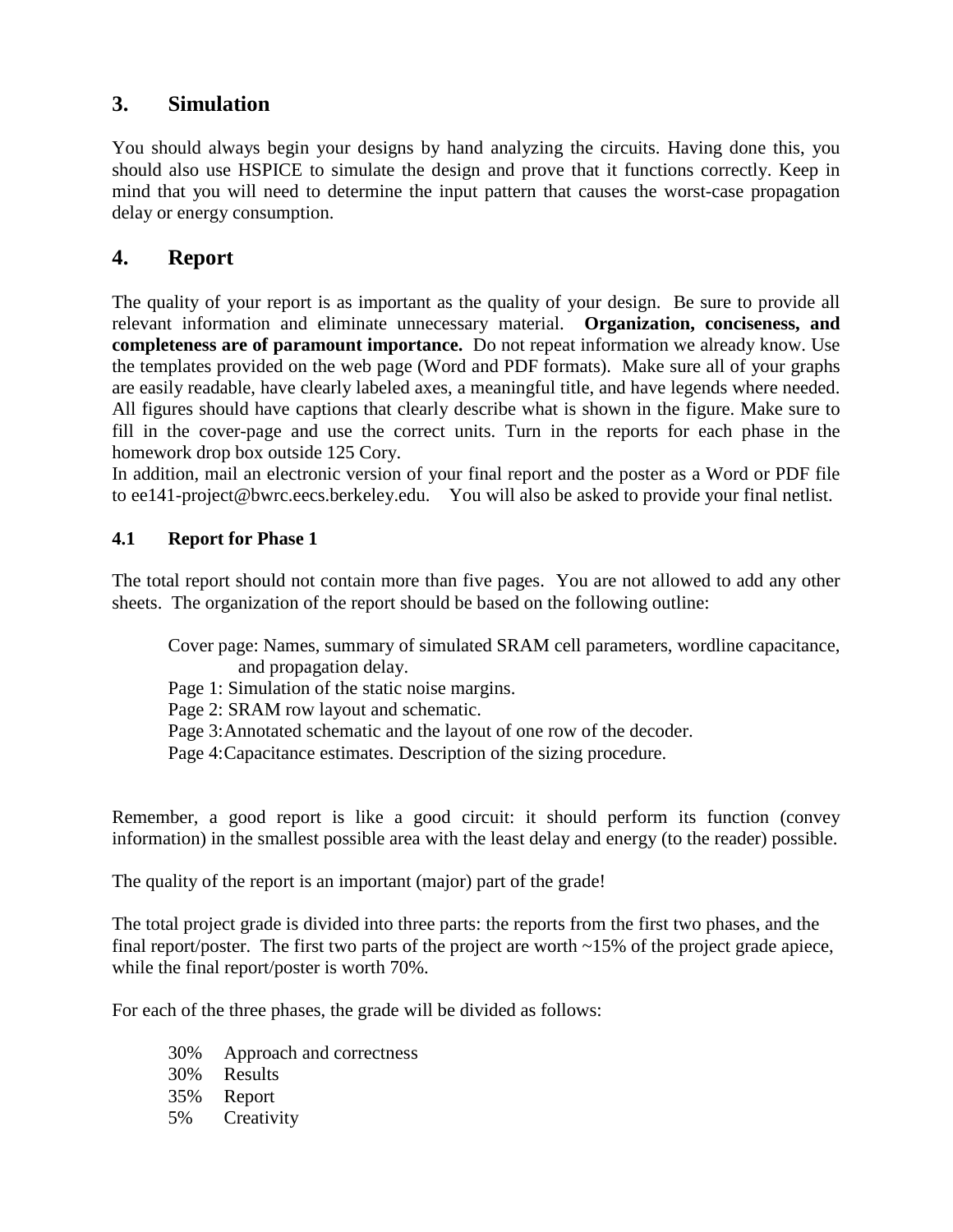## 3. Simulation

You should always begin your designs by hand analyzing the circuits. Having done this, you should also use HSPICE to simulate the design and prove that it functions correctly. Keep in mind that you will need to determine the input pattern that causes the worst-case propagation delay or energy consumption.

## 4. Report

The quality of your report is as important as the quality of your design. Be sure to provide all relevant information and eliminate unnecessary material. **Organization, conciseness, and completeness are of paramount importance.** Do not repeat information we already know. Use the templates provided on the web page (Word and PDF formats). Make sure all of your graphs are easily readable, have clearly labeled axes, a meaningful title, and have legends where needed. All figures should have captions that clearly describe what is shown in the figure. Make sure to fill in the cover-page and use the correct units. Turn in the reports for each phase in the homework drop box outside 125 Cory.

In addition, mail an electronic version of your final report and the poster as a Word or PDF file to ee141-project@bwrc.eecs.berkeley.edu. You will also be asked to provide your final netlist.

### 4.1 Report for Phase 1

The total report should not contain more than five pages. You are not allowed to add any other sheets. The organization of the report should be based on the following outline:

Cover page: Names, summary of simulated SRAM cell parameters, wordline capacitance, and propagation delay.
Page 1: Simulation of the static noise margins.
Page 2: SRAM row layout and schematic.
Page 3: Annotated schematic and the layout of one row of the decoder.
Page 4: Capacitance estimates. Description of the sizing procedure.

Remember, a good report is like a good circuit: it should perform its function (convey information) in the smallest possible area with the least delay and energy (to the reader) possible.

The quality of the report is an important (major) part of the grade!

The total project grade is divided into three parts: the reports from the first two phases, and the final report/poster. The first two parts of the project are worth ~15% of the project grade apiece, while the final report/poster is worth 70%.

For each of the three phases, the grade will be divided as follows:

30% Approach and correctness
30% Results
35% Report
5% Creativity